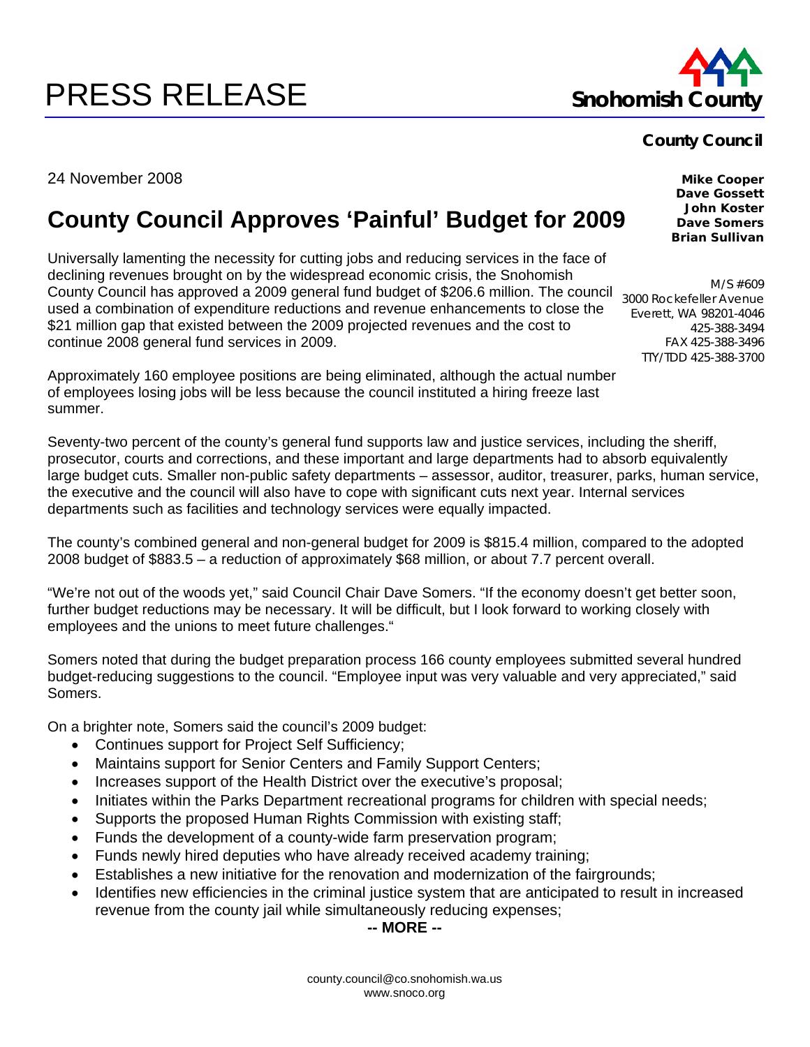# PRESS RELEASE

**Snohomish County**

**County Council**

**Mike Cooper**
**Dave Gossett**
**John Koster**
**Dave Somers**
**Brian Sullivan**

M/S #609
3000 Rockefeller Avenue
Everett, WA 98201-4046
425-388-3494
FAX 425-388-3496
TTY/TDD 425-388-3700

24 November 2008

## County Council Approves 'Painful' Budget for 2009

Universally lamenting the necessity for cutting jobs and reducing services in the face of declining revenues brought on by the widespread economic crisis, the Snohomish County Council has approved a 2009 general fund budget of $206.6 million. The council used a combination of expenditure reductions and revenue enhancements to close the $21 million gap that existed between the 2009 projected revenues and the cost to continue 2008 general fund services in 2009.

Approximately 160 employee positions are being eliminated, although the actual number of employees losing jobs will be less because the council instituted a hiring freeze last summer.

Seventy-two percent of the county's general fund supports law and justice services, including the sheriff, prosecutor, courts and corrections, and these important and large departments had to absorb equivalently large budget cuts. Smaller non-public safety departments – assessor, auditor, treasurer, parks, human service, the executive and the council will also have to cope with significant cuts next year. Internal services departments such as facilities and technology services were equally impacted.

The county's combined general and non-general budget for 2009 is $815.4 million, compared to the adopted 2008 budget of $883.5 – a reduction of approximately $68 million, or about 7.7 percent overall.

"We're not out of the woods yet," said Council Chair Dave Somers. "If the economy doesn't get better soon, further budget reductions may be necessary. It will be difficult, but I look forward to working closely with employees and the unions to meet future challenges."

Somers noted that during the budget preparation process 166 county employees submitted several hundred budget-reducing suggestions to the council. "Employee input was very valuable and very appreciated," said Somers.

On a brighter note, Somers said the council's 2009 budget:

- Continues support for Project Self Sufficiency;
- Maintains support for Senior Centers and Family Support Centers;
- Increases support of the Health District over the executive's proposal;
- Initiates within the Parks Department recreational programs for children with special needs;
- Supports the proposed Human Rights Commission with existing staff;
- Funds the development of a county-wide farm preservation program;
- Funds newly hired deputies who have already received academy training;
- Establishes a new initiative for the renovation and modernization of the fairgrounds;
- Identifies new efficiencies in the criminal justice system that are anticipated to result in increased revenue from the county jail while simultaneously reducing expenses;

**-- MORE --**

county.council@co.snohomish.wa.us
www.snoco.org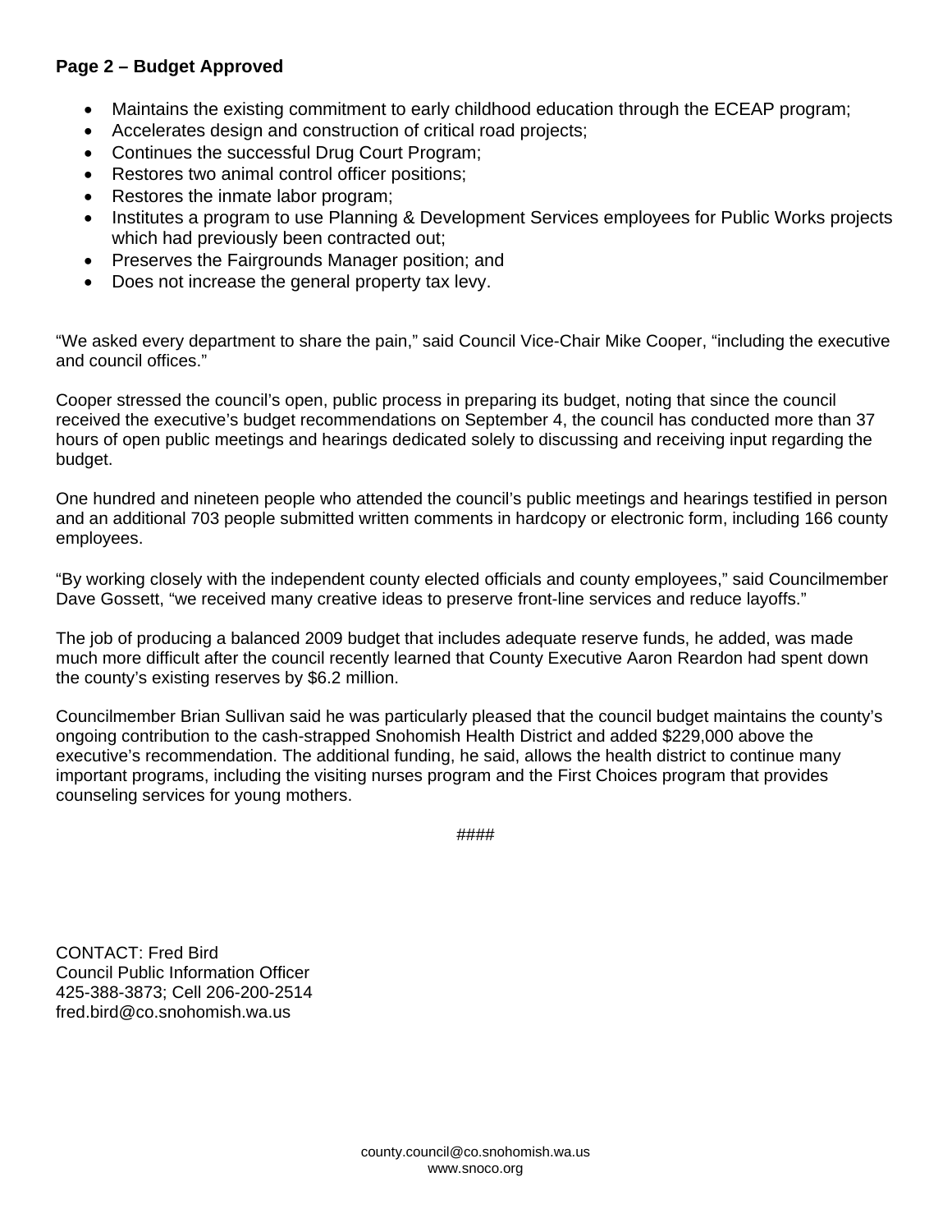**Page 2 – Budget Approved**

- Maintains the existing commitment to early childhood education through the ECEAP program;
- Accelerates design and construction of critical road projects;
- Continues the successful Drug Court Program;
- Restores two animal control officer positions;
- Restores the inmate labor program;
- Institutes a program to use Planning & Development Services employees for Public Works projects which had previously been contracted out;
- Preserves the Fairgrounds Manager position; and
- Does not increase the general property tax levy.

"We asked every department to share the pain," said Council Vice-Chair Mike Cooper, "including the executive and council offices."

Cooper stressed the council's open, public process in preparing its budget, noting that since the council received the executive's budget recommendations on September 4, the council has conducted more than 37 hours of open public meetings and hearings dedicated solely to discussing and receiving input regarding the budget.

One hundred and nineteen people who attended the council's public meetings and hearings testified in person and an additional 703 people submitted written comments in hardcopy or electronic form, including 166 county employees.

"By working closely with the independent county elected officials and county employees," said Councilmember Dave Gossett, "we received many creative ideas to preserve front-line services and reduce layoffs."

The job of producing a balanced 2009 budget that includes adequate reserve funds, he added, was made much more difficult after the council recently learned that County Executive Aaron Reardon had spent down the county's existing reserves by $6.2 million.

Councilmember Brian Sullivan said he was particularly pleased that the council budget maintains the county's ongoing contribution to the cash-strapped Snohomish Health District and added $229,000 above the executive's recommendation. The additional funding, he said, allows the health district to continue many important programs, including the visiting nurses program and the First Choices program that provides counseling services for young mothers.

####

CONTACT: Fred Bird
Council Public Information Officer
425-388-3873; Cell 206-200-2514
fred.bird@co.snohomish.wa.us

county.council@co.snohomish.wa.us
www.snoco.org